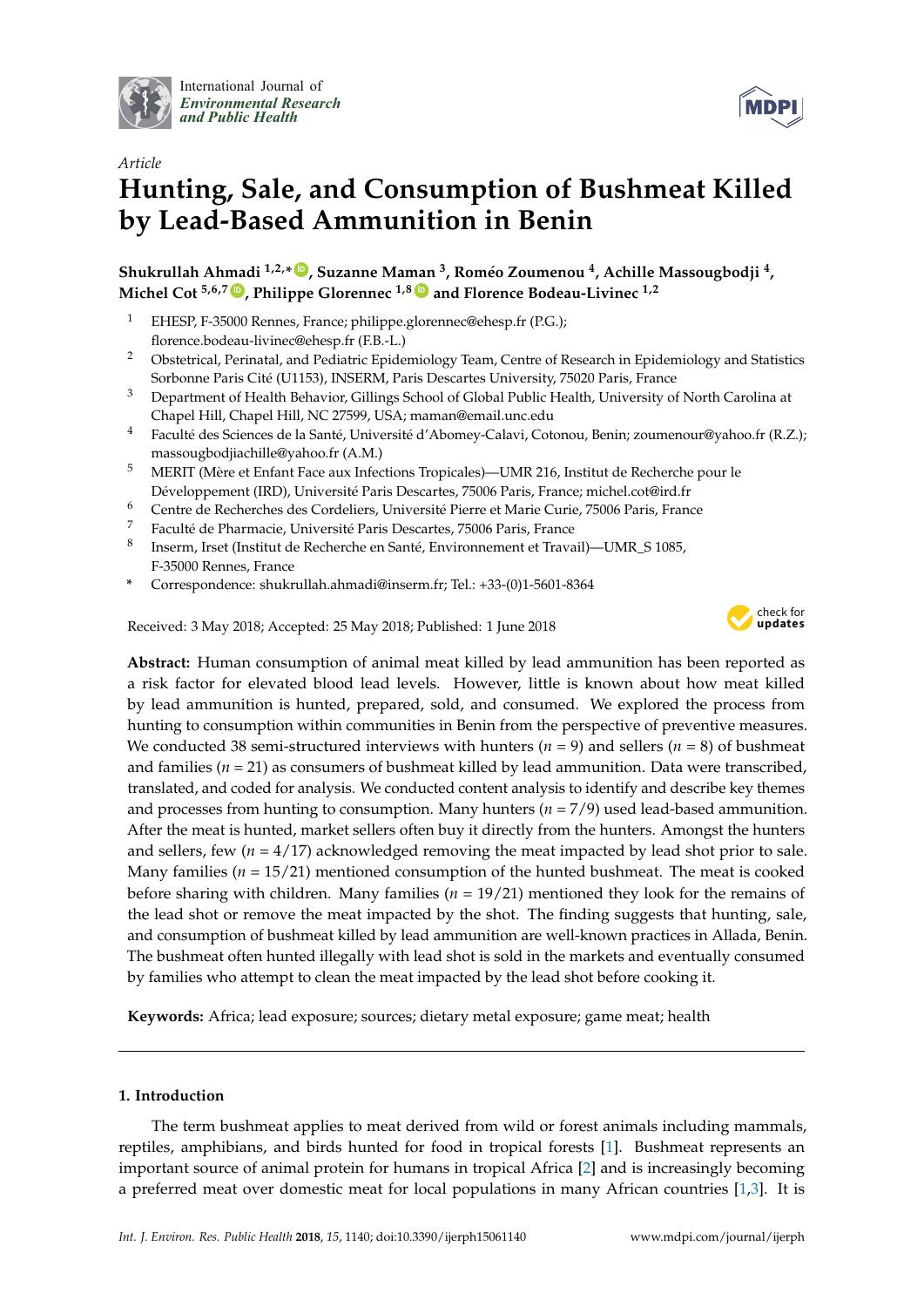International Journal of *Environmental Research and Public Health*

*Article*

# Hunting, Sale, and Consumption of Bushmeat Killed by Lead-Based Ammunition in Benin

**Shukrullah Ahmadi [1,2,*], Suzanne Maman [3], Roméo Zoumenou [4], Achille Massougbodji [4], Michel Cot [5,6,7], Philippe Glorennec [1,8] and Florence Bodeau-Livinec [1,2]**

1. EHESP, F-35000 Rennes, France; philippe.glorennec@ehesp.fr (P.G.); florence.bodeau-livinec@ehesp.fr (F.B.-L.)
2. Obstetrical, Perinatal, and Pediatric Epidemiology Team, Centre of Research in Epidemiology and Statistics Sorbonne Paris Cité (U1153), INSERM, Paris Descartes University, 75020 Paris, France
3. Department of Health Behavior, Gillings School of Global Public Health, University of North Carolina at Chapel Hill, Chapel Hill, NC 27599, USA; maman@email.unc.edu
4. Faculté des Sciences de la Santé, Université d'Abomey-Calavi, Cotonou, Benin; zoumenour@yahoo.fr (R.Z.); massougbodjiachille@yahoo.fr (A.M.)
5. MERIT (Mère et Enfant Face aux Infections Tropicales)—UMR 216, Institut de Recherche pour le Développement (IRD), Université Paris Descartes, 75006 Paris, France; michel.cot@ird.fr
6. Centre de Recherches des Cordeliers, Université Pierre et Marie Curie, 75006 Paris, France
7. Faculté de Pharmacie, Université Paris Descartes, 75006 Paris, France
8. Inserm, Irset (Institut de Recherche en Santé, Environnement et Travail)—UMR_S 1085, F-35000 Rennes, France

\* Correspondence: shukrullah.ahmadi@inserm.fr; Tel.: +33-(0)1-5601-8364

Received: 3 May 2018; Accepted: 25 May 2018; Published: 1 June 2018

**Abstract:** Human consumption of animal meat killed by lead ammunition has been reported as a risk factor for elevated blood lead levels. However, little is known about how meat killed by lead ammunition is hunted, prepared, sold, and consumed. We explored the process from hunting to consumption within communities in Benin from the perspective of preventive measures. We conducted 38 semi-structured interviews with hunters ($n$ = 9) and sellers ($n$ = 8) of bushmeat and families ($n$ = 21) as consumers of bushmeat killed by lead ammunition. Data were transcribed, translated, and coded for analysis. We conducted content analysis to identify and describe key themes and processes from hunting to consumption. Many hunters ($n$ = 7/9) used lead-based ammunition. After the meat is hunted, market sellers often buy it directly from the hunters. Amongst the hunters and sellers, few ($n$ = 4/17) acknowledged removing the meat impacted by lead shot prior to sale. Many families ($n$ = 15/21) mentioned consumption of the hunted bushmeat. The meat is cooked before sharing with children. Many families ($n$ = 19/21) mentioned they look for the remains of the lead shot or remove the meat impacted by the shot. The finding suggests that hunting, sale, and consumption of bushmeat killed by lead ammunition are well-known practices in Allada, Benin. The bushmeat often hunted illegally with lead shot is sold in the markets and eventually consumed by families who attempt to clean the meat impacted by the lead shot before cooking it.

**Keywords:** Africa; lead exposure; sources; dietary metal exposure; game meat; health

## 1. Introduction

The term bushmeat applies to meat derived from wild or forest animals including mammals, reptiles, amphibians, and birds hunted for food in tropical forests [1]. Bushmeat represents an important source of animal protein for humans in tropical Africa [2] and is increasingly becoming a preferred meat over domestic meat for local populations in many African countries [1,3]. It is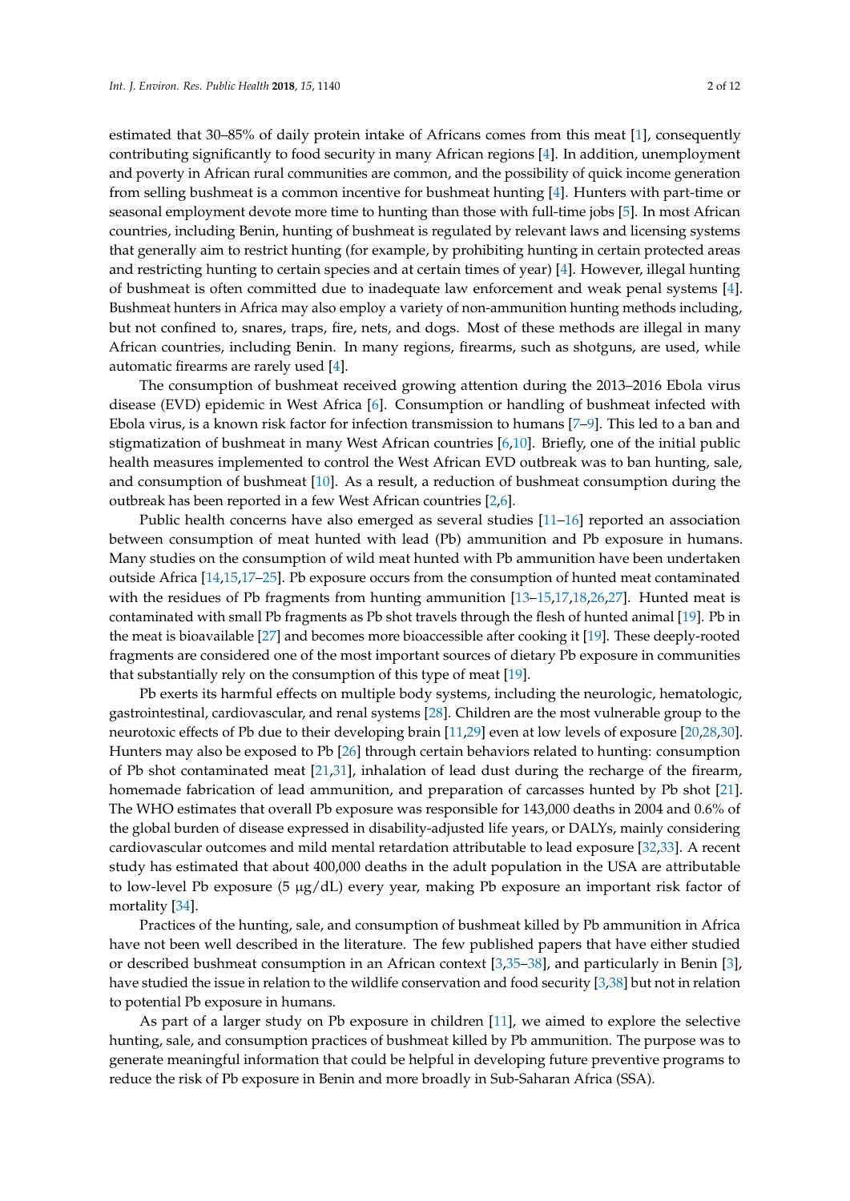estimated that 30–85% of daily protein intake of Africans comes from this meat [1], consequently contributing significantly to food security in many African regions [4]. In addition, unemployment and poverty in African rural communities are common, and the possibility of quick income generation from selling bushmeat is a common incentive for bushmeat hunting [4]. Hunters with part-time or seasonal employment devote more time to hunting than those with full-time jobs [5]. In most African countries, including Benin, hunting of bushmeat is regulated by relevant laws and licensing systems that generally aim to restrict hunting (for example, by prohibiting hunting in certain protected areas and restricting hunting to certain species and at certain times of year) [4]. However, illegal hunting of bushmeat is often committed due to inadequate law enforcement and weak penal systems [4]. Bushmeat hunters in Africa may also employ a variety of non-ammunition hunting methods including, but not confined to, snares, traps, fire, nets, and dogs. Most of these methods are illegal in many African countries, including Benin. In many regions, firearms, such as shotguns, are used, while automatic firearms are rarely used [4].

The consumption of bushmeat received growing attention during the 2013–2016 Ebola virus disease (EVD) epidemic in West Africa [6]. Consumption or handling of bushmeat infected with Ebola virus, is a known risk factor for infection transmission to humans [7–9]. This led to a ban and stigmatization of bushmeat in many West African countries [6,10]. Briefly, one of the initial public health measures implemented to control the West African EVD outbreak was to ban hunting, sale, and consumption of bushmeat [10]. As a result, a reduction of bushmeat consumption during the outbreak has been reported in a few West African countries [2,6].

Public health concerns have also emerged as several studies [11–16] reported an association between consumption of meat hunted with lead (Pb) ammunition and Pb exposure in humans. Many studies on the consumption of wild meat hunted with Pb ammunition have been undertaken outside Africa [14,15,17–25]. Pb exposure occurs from the consumption of hunted meat contaminated with the residues of Pb fragments from hunting ammunition [13–15,17,18,26,27]. Hunted meat is contaminated with small Pb fragments as Pb shot travels through the flesh of hunted animal [19]. Pb in the meat is bioavailable [27] and becomes more bioaccessible after cooking it [19]. These deeply-rooted fragments are considered one of the most important sources of dietary Pb exposure in communities that substantially rely on the consumption of this type of meat [19].

Pb exerts its harmful effects on multiple body systems, including the neurologic, hematologic, gastrointestinal, cardiovascular, and renal systems [28]. Children are the most vulnerable group to the neurotoxic effects of Pb due to their developing brain [11,29] even at low levels of exposure [20,28,30]. Hunters may also be exposed to Pb [26] through certain behaviors related to hunting: consumption of Pb shot contaminated meat [21,31], inhalation of lead dust during the recharge of the firearm, homemade fabrication of lead ammunition, and preparation of carcasses hunted by Pb shot [21]. The WHO estimates that overall Pb exposure was responsible for 143,000 deaths in 2004 and 0.6% of the global burden of disease expressed in disability-adjusted life years, or DALYs, mainly considering cardiovascular outcomes and mild mental retardation attributable to lead exposure [32,33]. A recent study has estimated that about 400,000 deaths in the adult population in the USA are attributable to low-level Pb exposure (5 μg/dL) every year, making Pb exposure an important risk factor of mortality [34].

Practices of the hunting, sale, and consumption of bushmeat killed by Pb ammunition in Africa have not been well described in the literature. The few published papers that have either studied or described bushmeat consumption in an African context [3,35–38], and particularly in Benin [3], have studied the issue in relation to the wildlife conservation and food security [3,38] but not in relation to potential Pb exposure in humans.

As part of a larger study on Pb exposure in children [11], we aimed to explore the selective hunting, sale, and consumption practices of bushmeat killed by Pb ammunition. The purpose was to generate meaningful information that could be helpful in developing future preventive programs to reduce the risk of Pb exposure in Benin and more broadly in Sub-Saharan Africa (SSA).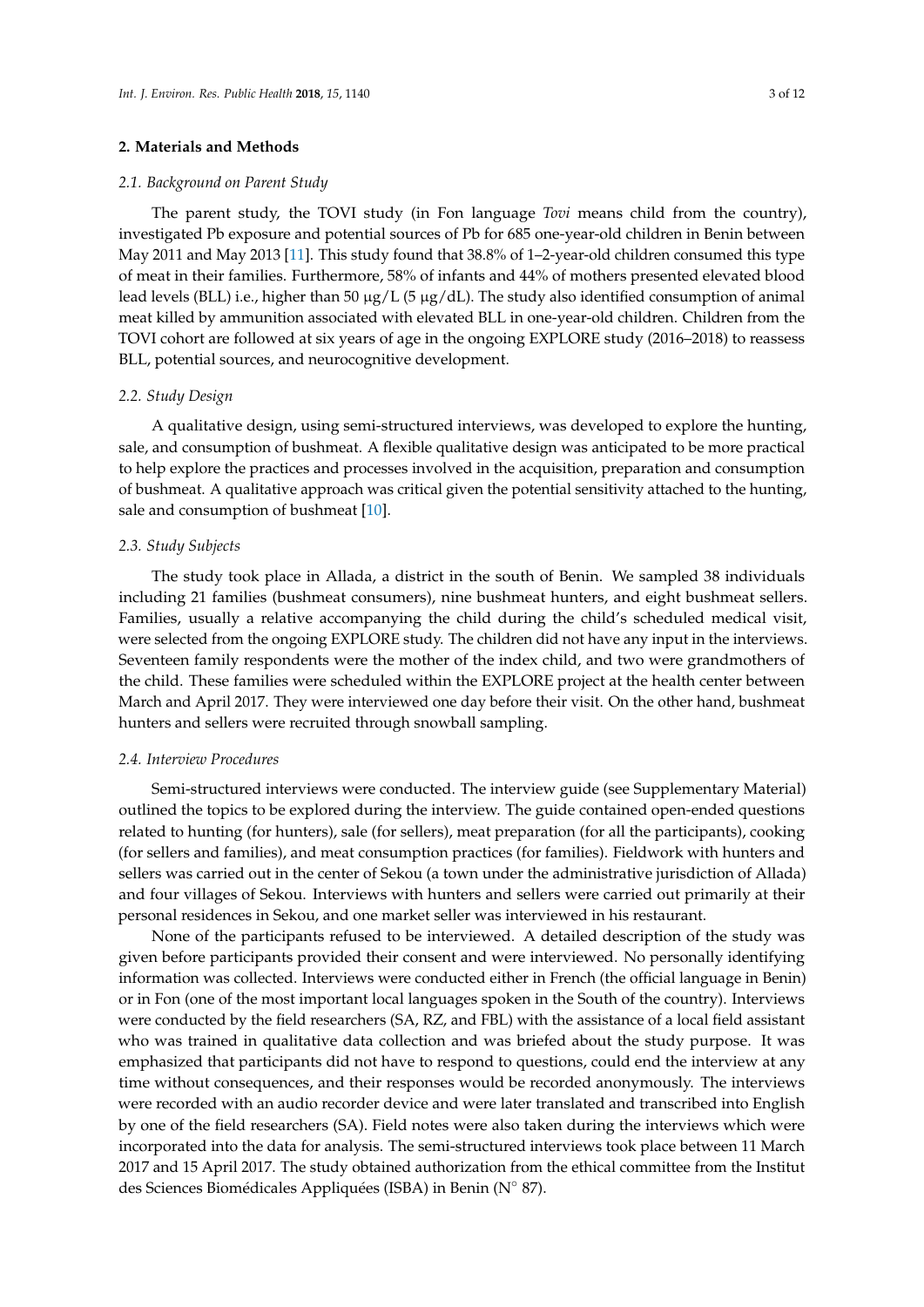## 2. Materials and Methods

### 2.1. Background on Parent Study

The parent study, the TOVI study (in Fon language *Tovi* means child from the country), investigated Pb exposure and potential sources of Pb for 685 one-year-old children in Benin between May 2011 and May 2013 [11]. This study found that 38.8% of 1–2-year-old children consumed this type of meat in their families. Furthermore, 58% of infants and 44% of mothers presented elevated blood lead levels (BLL) i.e., higher than 50 μg/L (5 μg/dL). The study also identified consumption of animal meat killed by ammunition associated with elevated BLL in one-year-old children. Children from the TOVI cohort are followed at six years of age in the ongoing EXPLORE study (2016–2018) to reassess BLL, potential sources, and neurocognitive development.

### 2.2. Study Design

A qualitative design, using semi-structured interviews, was developed to explore the hunting, sale, and consumption of bushmeat. A flexible qualitative design was anticipated to be more practical to help explore the practices and processes involved in the acquisition, preparation and consumption of bushmeat. A qualitative approach was critical given the potential sensitivity attached to the hunting, sale and consumption of bushmeat [10].

### 2.3. Study Subjects

The study took place in Allada, a district in the south of Benin. We sampled 38 individuals including 21 families (bushmeat consumers), nine bushmeat hunters, and eight bushmeat sellers. Families, usually a relative accompanying the child during the child's scheduled medical visit, were selected from the ongoing EXPLORE study. The children did not have any input in the interviews. Seventeen family respondents were the mother of the index child, and two were grandmothers of the child. These families were scheduled within the EXPLORE project at the health center between March and April 2017. They were interviewed one day before their visit. On the other hand, bushmeat hunters and sellers were recruited through snowball sampling.

### 2.4. Interview Procedures

Semi-structured interviews were conducted. The interview guide (see Supplementary Material) outlined the topics to be explored during the interview. The guide contained open-ended questions related to hunting (for hunters), sale (for sellers), meat preparation (for all the participants), cooking (for sellers and families), and meat consumption practices (for families). Fieldwork with hunters and sellers was carried out in the center of Sekou (a town under the administrative jurisdiction of Allada) and four villages of Sekou. Interviews with hunters and sellers were carried out primarily at their personal residences in Sekou, and one market seller was interviewed in his restaurant.

None of the participants refused to be interviewed. A detailed description of the study was given before participants provided their consent and were interviewed. No personally identifying information was collected. Interviews were conducted either in French (the official language in Benin) or in Fon (one of the most important local languages spoken in the South of the country). Interviews were conducted by the field researchers (SA, RZ, and FBL) with the assistance of a local field assistant who was trained in qualitative data collection and was briefed about the study purpose. It was emphasized that participants did not have to respond to questions, could end the interview at any time without consequences, and their responses would be recorded anonymously. The interviews were recorded with an audio recorder device and were later translated and transcribed into English by one of the field researchers (SA). Field notes were also taken during the interviews which were incorporated into the data for analysis. The semi-structured interviews took place between 11 March 2017 and 15 April 2017. The study obtained authorization from the ethical committee from the Institut des Sciences Biomédicales Appliquées (ISBA) in Benin (N° 87).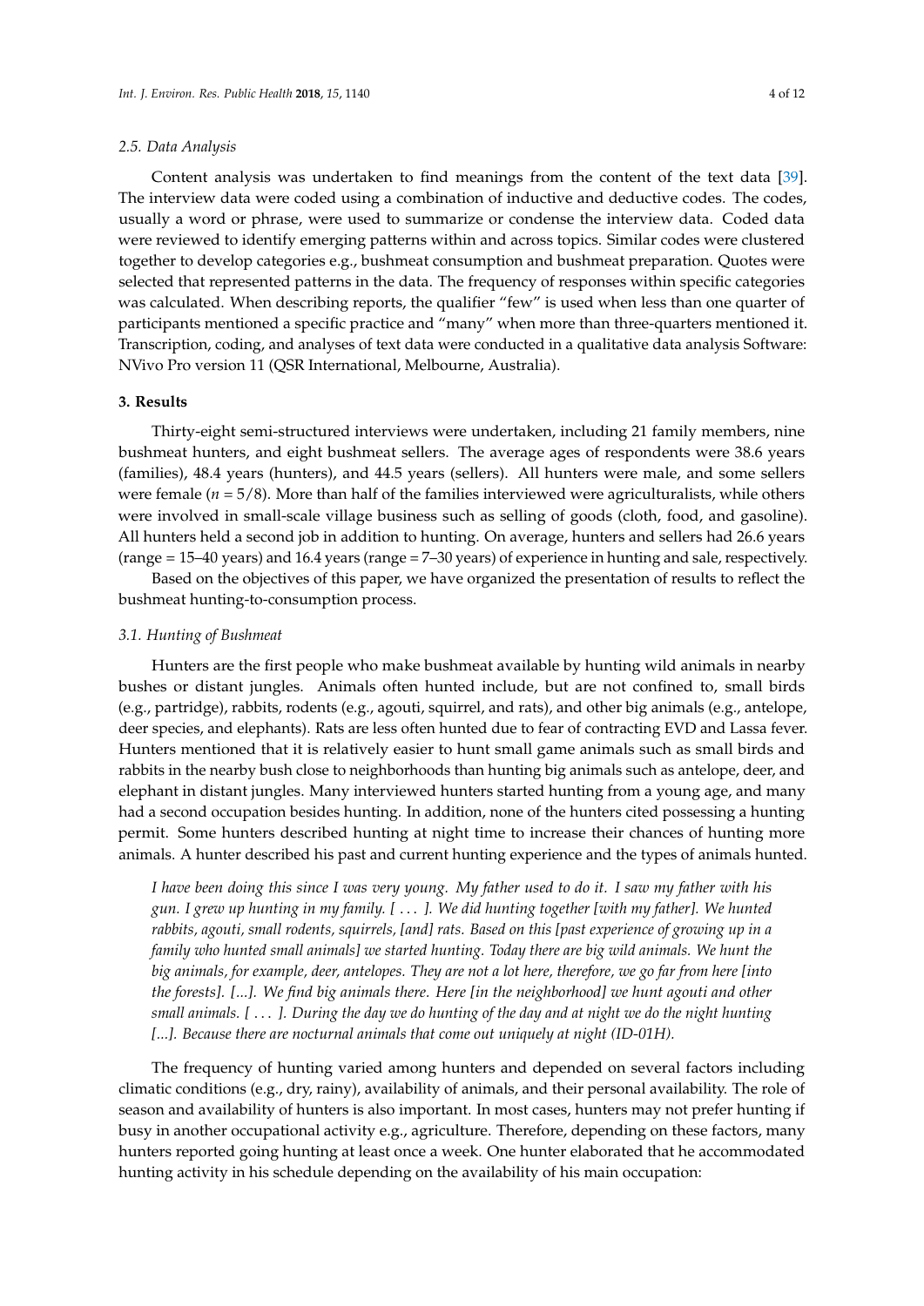### 2.5. Data Analysis

Content analysis was undertaken to find meanings from the content of the text data [39]. The interview data were coded using a combination of inductive and deductive codes. The codes, usually a word or phrase, were used to summarize or condense the interview data. Coded data were reviewed to identify emerging patterns within and across topics. Similar codes were clustered together to develop categories e.g., bushmeat consumption and bushmeat preparation. Quotes were selected that represented patterns in the data. The frequency of responses within specific categories was calculated. When describing reports, the qualifier "few" is used when less than one quarter of participants mentioned a specific practice and "many" when more than three-quarters mentioned it. Transcription, coding, and analyses of text data were conducted in a qualitative data analysis Software: NVivo Pro version 11 (QSR International, Melbourne, Australia).

## 3. Results

Thirty-eight semi-structured interviews were undertaken, including 21 family members, nine bushmeat hunters, and eight bushmeat sellers. The average ages of respondents were 38.6 years (families), 48.4 years (hunters), and 44.5 years (sellers). All hunters were male, and some sellers were female ($n = 5/8$). More than half of the families interviewed were agriculturalists, while others were involved in small-scale village business such as selling of goods (cloth, food, and gasoline). All hunters held a second job in addition to hunting. On average, hunters and sellers had 26.6 years (range = 15–40 years) and 16.4 years (range = 7–30 years) of experience in hunting and sale, respectively.

Based on the objectives of this paper, we have organized the presentation of results to reflect the bushmeat hunting-to-consumption process.

### 3.1. Hunting of Bushmeat

Hunters are the first people who make bushmeat available by hunting wild animals in nearby bushes or distant jungles. Animals often hunted include, but are not confined to, small birds (e.g., partridge), rabbits, rodents (e.g., agouti, squirrel, and rats), and other big animals (e.g., antelope, deer species, and elephants). Rats are less often hunted due to fear of contracting EVD and Lassa fever. Hunters mentioned that it is relatively easier to hunt small game animals such as small birds and rabbits in the nearby bush close to neighborhoods than hunting big animals such as antelope, deer, and elephant in distant jungles. Many interviewed hunters started hunting from a young age, and many had a second occupation besides hunting. In addition, none of the hunters cited possessing a hunting permit. Some hunters described hunting at night time to increase their chances of hunting more animals. A hunter described his past and current hunting experience and the types of animals hunted.

> *I have been doing this since I was very young. My father used to do it. I saw my father with his gun. I grew up hunting in my family. [ . . . ]. We did hunting together [with my father]. We hunted rabbits, agouti, small rodents, squirrels, [and] rats. Based on this [past experience of growing up in a family who hunted small animals] we started hunting. Today there are big wild animals. We hunt the big animals, for example, deer, antelopes. They are not a lot here, therefore, we go far from here [into the forests]. [...]. We find big animals there. Here [in the neighborhood] we hunt agouti and other small animals. [ . . . ]. During the day we do hunting of the day and at night we do the night hunting [...]. Because there are nocturnal animals that come out uniquely at night (ID-01H).*

The frequency of hunting varied among hunters and depended on several factors including climatic conditions (e.g., dry, rainy), availability of animals, and their personal availability. The role of season and availability of hunters is also important. In most cases, hunters may not prefer hunting if busy in another occupational activity e.g., agriculture. Therefore, depending on these factors, many hunters reported going hunting at least once a week. One hunter elaborated that he accommodated hunting activity in his schedule depending on the availability of his main occupation: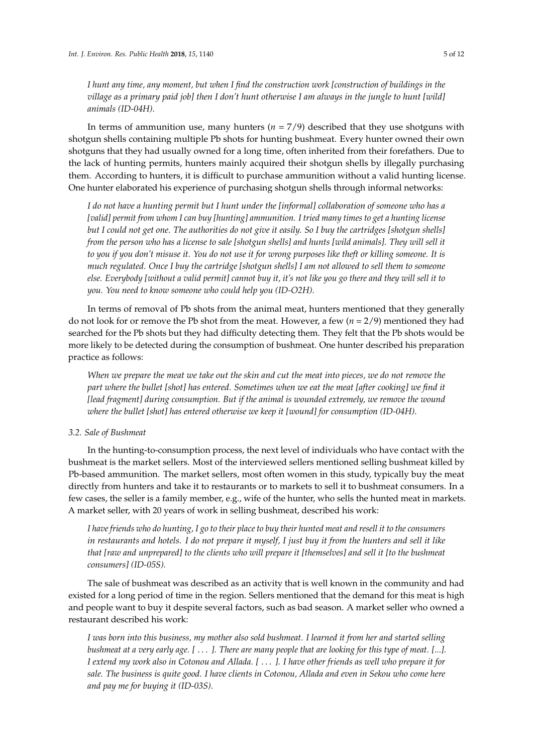*I hunt any time, any moment, but when I find the construction work [construction of buildings in the village as a primary paid job] then I don't hunt otherwise I am always in the jungle to hunt [wild] animals (ID-04H).*

In terms of ammunition use, many hunters ($n = 7/9$) described that they use shotguns with shotgun shells containing multiple Pb shots for hunting bushmeat. Every hunter owned their own shotguns that they had usually owned for a long time, often inherited from their forefathers. Due to the lack of hunting permits, hunters mainly acquired their shotgun shells by illegally purchasing them. According to hunters, it is difficult to purchase ammunition without a valid hunting license. One hunter elaborated his experience of purchasing shotgun shells through informal networks:

*I do not have a hunting permit but I hunt under the [informal] collaboration of someone who has a [valid] permit from whom I can buy [hunting] ammunition. I tried many times to get a hunting license but I could not get one. The authorities do not give it easily. So I buy the cartridges [shotgun shells] from the person who has a license to sale [shotgun shells] and hunts [wild animals]. They will sell it to you if you don't misuse it. You do not use it for wrong purposes like theft or killing someone. It is much regulated. Once I buy the cartridge [shotgun shells] I am not allowed to sell them to someone else. Everybody [without a valid permit] cannot buy it, it's not like you go there and they will sell it to you. You need to know someone who could help you (ID-O2H).*

In terms of removal of Pb shots from the animal meat, hunters mentioned that they generally do not look for or remove the Pb shot from the meat. However, a few ($n = 2/9$) mentioned they had searched for the Pb shots but they had difficulty detecting them. They felt that the Pb shots would be more likely to be detected during the consumption of bushmeat. One hunter described his preparation practice as follows:

*When we prepare the meat we take out the skin and cut the meat into pieces, we do not remove the part where the bullet [shot] has entered. Sometimes when we eat the meat [after cooking] we find it [lead fragment] during consumption. But if the animal is wounded extremely, we remove the wound where the bullet [shot] has entered otherwise we keep it [wound] for consumption (ID-04H).*

### 3.2. Sale of Bushmeat

In the hunting-to-consumption process, the next level of individuals who have contact with the bushmeat is the market sellers. Most of the interviewed sellers mentioned selling bushmeat killed by Pb-based ammunition. The market sellers, most often women in this study, typically buy the meat directly from hunters and take it to restaurants or to markets to sell it to bushmeat consumers. In a few cases, the seller is a family member, e.g., wife of the hunter, who sells the hunted meat in markets. A market seller, with 20 years of work in selling bushmeat, described his work:

*I have friends who do hunting, I go to their place to buy their hunted meat and resell it to the consumers in restaurants and hotels. I do not prepare it myself, I just buy it from the hunters and sell it like that [raw and unprepared] to the clients who will prepare it [themselves] and sell it [to the bushmeat consumers] (ID-05S).*

The sale of bushmeat was described as an activity that is well known in the community and had existed for a long period of time in the region. Sellers mentioned that the demand for this meat is high and people want to buy it despite several factors, such as bad season. A market seller who owned a restaurant described his work:

*I was born into this business, my mother also sold bushmeat. I learned it from her and started selling bushmeat at a very early age. [ ... ]. There are many people that are looking for this type of meat. [...]. I extend my work also in Cotonou and Allada. [ ... ]. I have other friends as well who prepare it for sale. The business is quite good. I have clients in Cotonou, Allada and even in Sekou who come here and pay me for buying it (ID-03S).*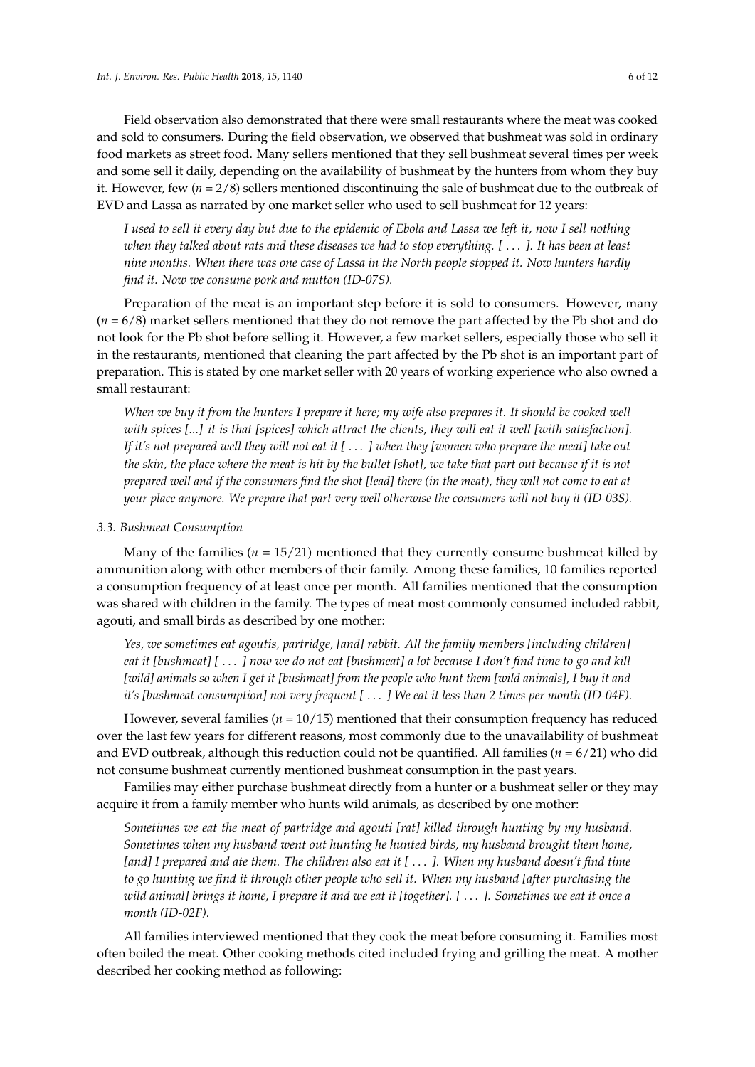Field observation also demonstrated that there were small restaurants where the meat was cooked and sold to consumers. During the field observation, we observed that bushmeat was sold in ordinary food markets as street food. Many sellers mentioned that they sell bushmeat several times per week and some sell it daily, depending on the availability of bushmeat by the hunters from whom they buy it. However, few ($n = 2/8$) sellers mentioned discontinuing the sale of bushmeat due to the outbreak of EVD and Lassa as narrated by one market seller who used to sell bushmeat for 12 years:

> *I used to sell it every day but due to the epidemic of Ebola and Lassa we left it, now I sell nothing when they talked about rats and these diseases we had to stop everything. [ . . . ]. It has been at least nine months. When there was one case of Lassa in the North people stopped it. Now hunters hardly find it. Now we consume pork and mutton (ID-07S).*

Preparation of the meat is an important step before it is sold to consumers. However, many ($n = 6/8$) market sellers mentioned that they do not remove the part affected by the Pb shot and do not look for the Pb shot before selling it. However, a few market sellers, especially those who sell it in the restaurants, mentioned that cleaning the part affected by the Pb shot is an important part of preparation. This is stated by one market seller with 20 years of working experience who also owned a small restaurant:

> *When we buy it from the hunters I prepare it here; my wife also prepares it. It should be cooked well with spices [...] it is that [spices] which attract the clients, they will eat it well [with satisfaction]. If it's not prepared well they will not eat it [ . . . ] when they [women who prepare the meat] take out the skin, the place where the meat is hit by the bullet [shot], we take that part out because if it is not prepared well and if the consumers find the shot [lead] there (in the meat), they will not come to eat at your place anymore. We prepare that part very well otherwise the consumers will not buy it (ID-03S).*

### 3.3. Bushmeat Consumption

Many of the families ($n = 15/21$) mentioned that they currently consume bushmeat killed by ammunition along with other members of their family. Among these families, 10 families reported a consumption frequency of at least once per month. All families mentioned that the consumption was shared with children in the family. The types of meat most commonly consumed included rabbit, agouti, and small birds as described by one mother:

> *Yes, we sometimes eat agoutis, partridge, [and] rabbit. All the family members [including children] eat it [bushmeat] [ . . . ] now we do not eat [bushmeat] a lot because I don't find time to go and kill [wild] animals so when I get it [bushmeat] from the people who hunt them [wild animals], I buy it and it's [bushmeat consumption] not very frequent [ . . . ] We eat it less than 2 times per month (ID-04F).*

However, several families ($n = 10/15$) mentioned that their consumption frequency has reduced over the last few years for different reasons, most commonly due to the unavailability of bushmeat and EVD outbreak, although this reduction could not be quantified. All families ($n = 6/21$) who did not consume bushmeat currently mentioned bushmeat consumption in the past years.

Families may either purchase bushmeat directly from a hunter or a bushmeat seller or they may acquire it from a family member who hunts wild animals, as described by one mother:

> *Sometimes we eat the meat of partridge and agouti [rat] killed through hunting by my husband. Sometimes when my husband went out hunting he hunted birds, my husband brought them home, [and] I prepared and ate them. The children also eat it [ . . . ]. When my husband doesn't find time to go hunting we find it through other people who sell it. When my husband [after purchasing the wild animal] brings it home, I prepare it and we eat it [together]. [ . . . ]. Sometimes we eat it once a month (ID-02F).*

All families interviewed mentioned that they cook the meat before consuming it. Families most often boiled the meat. Other cooking methods cited included frying and grilling the meat. A mother described her cooking method as following: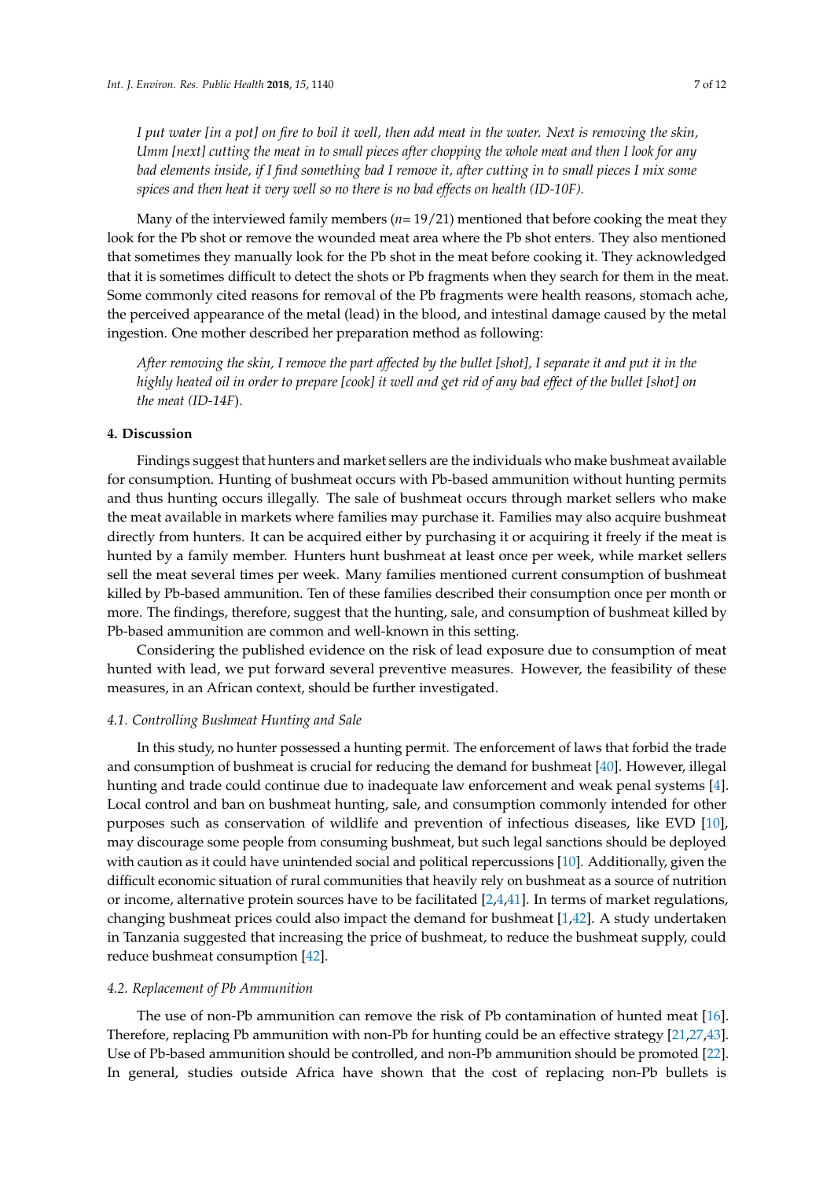*I put water [in a pot] on fire to boil it well, then add meat in the water. Next is removing the skin, Umm [next] cutting the meat in to small pieces after chopping the whole meat and then I look for any bad elements inside, if I find something bad I remove it, after cutting in to small pieces I mix some spices and then heat it very well so no there is no bad effects on health (ID-10F).*

Many of the interviewed family members ($n = 19/21$) mentioned that before cooking the meat they look for the Pb shot or remove the wounded meat area where the Pb shot enters. They also mentioned that sometimes they manually look for the Pb shot in the meat before cooking it. They acknowledged that it is sometimes difficult to detect the shots or Pb fragments when they search for them in the meat. Some commonly cited reasons for removal of the Pb fragments were health reasons, stomach ache, the perceived appearance of the metal (lead) in the blood, and intestinal damage caused by the metal ingestion. One mother described her preparation method as following:

*After removing the skin, I remove the part affected by the bullet [shot], I separate it and put it in the highly heated oil in order to prepare [cook] it well and get rid of any bad effect of the bullet [shot] on the meat (ID-14F).*

## 4. Discussion

Findings suggest that hunters and market sellers are the individuals who make bushmeat available for consumption. Hunting of bushmeat occurs with Pb-based ammunition without hunting permits and thus hunting occurs illegally. The sale of bushmeat occurs through market sellers who make the meat available in markets where families may purchase it. Families may also acquire bushmeat directly from hunters. It can be acquired either by purchasing it or acquiring it freely if the meat is hunted by a family member. Hunters hunt bushmeat at least once per week, while market sellers sell the meat several times per week. Many families mentioned current consumption of bushmeat killed by Pb-based ammunition. Ten of these families described their consumption once per month or more. The findings, therefore, suggest that the hunting, sale, and consumption of bushmeat killed by Pb-based ammunition are common and well-known in this setting.

Considering the published evidence on the risk of lead exposure due to consumption of meat hunted with lead, we put forward several preventive measures. However, the feasibility of these measures, in an African context, should be further investigated.

### *4.1. Controlling Bushmeat Hunting and Sale*

In this study, no hunter possessed a hunting permit. The enforcement of laws that forbid the trade and consumption of bushmeat is crucial for reducing the demand for bushmeat [40]. However, illegal hunting and trade could continue due to inadequate law enforcement and weak penal systems [4]. Local control and ban on bushmeat hunting, sale, and consumption commonly intended for other purposes such as conservation of wildlife and prevention of infectious diseases, like EVD [10], may discourage some people from consuming bushmeat, but such legal sanctions should be deployed with caution as it could have unintended social and political repercussions [10]. Additionally, given the difficult economic situation of rural communities that heavily rely on bushmeat as a source of nutrition or income, alternative protein sources have to be facilitated [2,4,41]. In terms of market regulations, changing bushmeat prices could also impact the demand for bushmeat [1,42]. A study undertaken in Tanzania suggested that increasing the price of bushmeat, to reduce the bushmeat supply, could reduce bushmeat consumption [42].

### *4.2. Replacement of Pb Ammunition*

The use of non-Pb ammunition can remove the risk of Pb contamination of hunted meat [16]. Therefore, replacing Pb ammunition with non-Pb for hunting could be an effective strategy [21,27,43]. Use of Pb-based ammunition should be controlled, and non-Pb ammunition should be promoted [22]. In general, studies outside Africa have shown that the cost of replacing non-Pb bullets is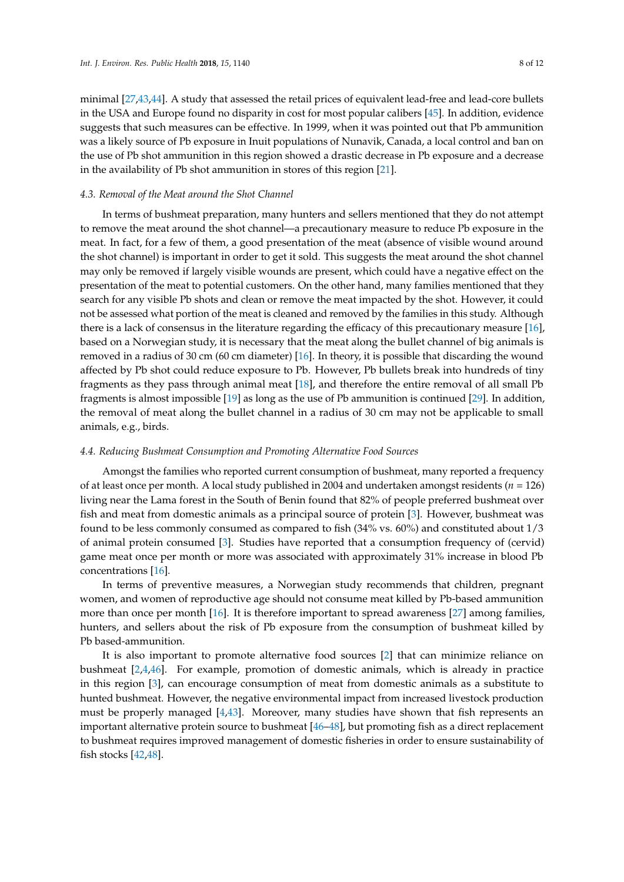minimal [27,43,44]. A study that assessed the retail prices of equivalent lead-free and lead-core bullets in the USA and Europe found no disparity in cost for most popular calibers [45]. In addition, evidence suggests that such measures can be effective. In 1999, when it was pointed out that Pb ammunition was a likely source of Pb exposure in Inuit populations of Nunavik, Canada, a local control and ban on the use of Pb shot ammunition in this region showed a drastic decrease in Pb exposure and a decrease in the availability of Pb shot ammunition in stores of this region [21].

### 4.3. Removal of the Meat around the Shot Channel

In terms of bushmeat preparation, many hunters and sellers mentioned that they do not attempt to remove the meat around the shot channel—a precautionary measure to reduce Pb exposure in the meat. In fact, for a few of them, a good presentation of the meat (absence of visible wound around the shot channel) is important in order to get it sold. This suggests the meat around the shot channel may only be removed if largely visible wounds are present, which could have a negative effect on the presentation of the meat to potential customers. On the other hand, many families mentioned that they search for any visible Pb shots and clean or remove the meat impacted by the shot. However, it could not be assessed what portion of the meat is cleaned and removed by the families in this study. Although there is a lack of consensus in the literature regarding the efficacy of this precautionary measure [16], based on a Norwegian study, it is necessary that the meat along the bullet channel of big animals is removed in a radius of 30 cm (60 cm diameter) [16]. In theory, it is possible that discarding the wound affected by Pb shot could reduce exposure to Pb. However, Pb bullets break into hundreds of tiny fragments as they pass through animal meat [18], and therefore the entire removal of all small Pb fragments is almost impossible [19] as long as the use of Pb ammunition is continued [29]. In addition, the removal of meat along the bullet channel in a radius of 30 cm may not be applicable to small animals, e.g., birds.

### 4.4. Reducing Bushmeat Consumption and Promoting Alternative Food Sources

Amongst the families who reported current consumption of bushmeat, many reported a frequency of at least once per month. A local study published in 2004 and undertaken amongst residents ($n$ = 126) living near the Lama forest in the South of Benin found that 82% of people preferred bushmeat over fish and meat from domestic animals as a principal source of protein [3]. However, bushmeat was found to be less commonly consumed as compared to fish (34% vs. 60%) and constituted about 1/3 of animal protein consumed [3]. Studies have reported that a consumption frequency of (cervid) game meat once per month or more was associated with approximately 31% increase in blood Pb concentrations [16].

In terms of preventive measures, a Norwegian study recommends that children, pregnant women, and women of reproductive age should not consume meat killed by Pb-based ammunition more than once per month [16]. It is therefore important to spread awareness [27] among families, hunters, and sellers about the risk of Pb exposure from the consumption of bushmeat killed by Pb based-ammunition.

It is also important to promote alternative food sources [2] that can minimize reliance on bushmeat [2,4,46]. For example, promotion of domestic animals, which is already in practice in this region [3], can encourage consumption of meat from domestic animals as a substitute to hunted bushmeat. However, the negative environmental impact from increased livestock production must be properly managed [4,43]. Moreover, many studies have shown that fish represents an important alternative protein source to bushmeat [46–48], but promoting fish as a direct replacement to bushmeat requires improved management of domestic fisheries in order to ensure sustainability of fish stocks [42,48].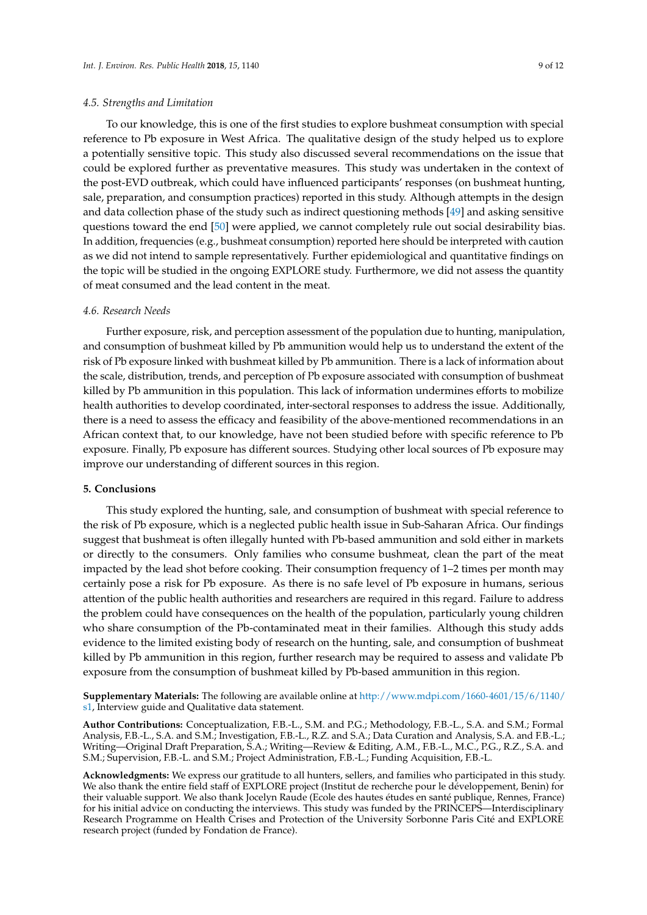### 4.5. Strengths and Limitation

To our knowledge, this is one of the first studies to explore bushmeat consumption with special reference to Pb exposure in West Africa. The qualitative design of the study helped us to explore a potentially sensitive topic. This study also discussed several recommendations on the issue that could be explored further as preventative measures. This study was undertaken in the context of the post-EVD outbreak, which could have influenced participants' responses (on bushmeat hunting, sale, preparation, and consumption practices) reported in this study. Although attempts in the design and data collection phase of the study such as indirect questioning methods [49] and asking sensitive questions toward the end [50] were applied, we cannot completely rule out social desirability bias. In addition, frequencies (e.g., bushmeat consumption) reported here should be interpreted with caution as we did not intend to sample representatively. Further epidemiological and quantitative findings on the topic will be studied in the ongoing EXPLORE study. Furthermore, we did not assess the quantity of meat consumed and the lead content in the meat.

### 4.6. Research Needs

Further exposure, risk, and perception assessment of the population due to hunting, manipulation, and consumption of bushmeat killed by Pb ammunition would help us to understand the extent of the risk of Pb exposure linked with bushmeat killed by Pb ammunition. There is a lack of information about the scale, distribution, trends, and perception of Pb exposure associated with consumption of bushmeat killed by Pb ammunition in this population. This lack of information undermines efforts to mobilize health authorities to develop coordinated, inter-sectoral responses to address the issue. Additionally, there is a need to assess the efficacy and feasibility of the above-mentioned recommendations in an African context that, to our knowledge, have not been studied before with specific reference to Pb exposure. Finally, Pb exposure has different sources. Studying other local sources of Pb exposure may improve our understanding of different sources in this region.

## 5. Conclusions

This study explored the hunting, sale, and consumption of bushmeat with special reference to the risk of Pb exposure, which is a neglected public health issue in Sub-Saharan Africa. Our findings suggest that bushmeat is often illegally hunted with Pb-based ammunition and sold either in markets or directly to the consumers. Only families who consume bushmeat, clean the part of the meat impacted by the lead shot before cooking. Their consumption frequency of 1–2 times per month may certainly pose a risk for Pb exposure. As there is no safe level of Pb exposure in humans, serious attention of the public health authorities and researchers are required in this regard. Failure to address the problem could have consequences on the health of the population, particularly young children who share consumption of the Pb-contaminated meat in their families. Although this study adds evidence to the limited existing body of research on the hunting, sale, and consumption of bushmeat killed by Pb ammunition in this region, further research may be required to assess and validate Pb exposure from the consumption of bushmeat killed by Pb-based ammunition in this region.

**Supplementary Materials:** The following are available online at http://www.mdpi.com/1660-4601/15/6/1140/s1, Interview guide and Qualitative data statement.

**Author Contributions:** Conceptualization, F.B.-L., S.M. and P.G.; Methodology, F.B.-L., S.A. and S.M.; Formal Analysis, F.B.-L., S.A. and S.M.; Investigation, F.B.-L., R.Z. and S.A.; Data Curation and Analysis, S.A. and F.B.-L.; Writing—Original Draft Preparation, S.A.; Writing—Review & Editing, A.M., F.B.-L., M.C., P.G., R.Z., S.A. and S.M.; Supervision, F.B.-L. and S.M.; Project Administration, F.B.-L.; Funding Acquisition, F.B.-L.

**Acknowledgments:** We express our gratitude to all hunters, sellers, and families who participated in this study. We also thank the entire field staff of EXPLORE project (Institut de recherche pour le développement, Benin) for their valuable support. We also thank Jocelyn Raude (Ecole des hautes études en santé publique, Rennes, France) for his initial advice on conducting the interviews. This study was funded by the PRINCEPS—Interdisciplinary Research Programme on Health Crises and Protection of the University Sorbonne Paris Cité and EXPLORE research project (funded by Fondation de France).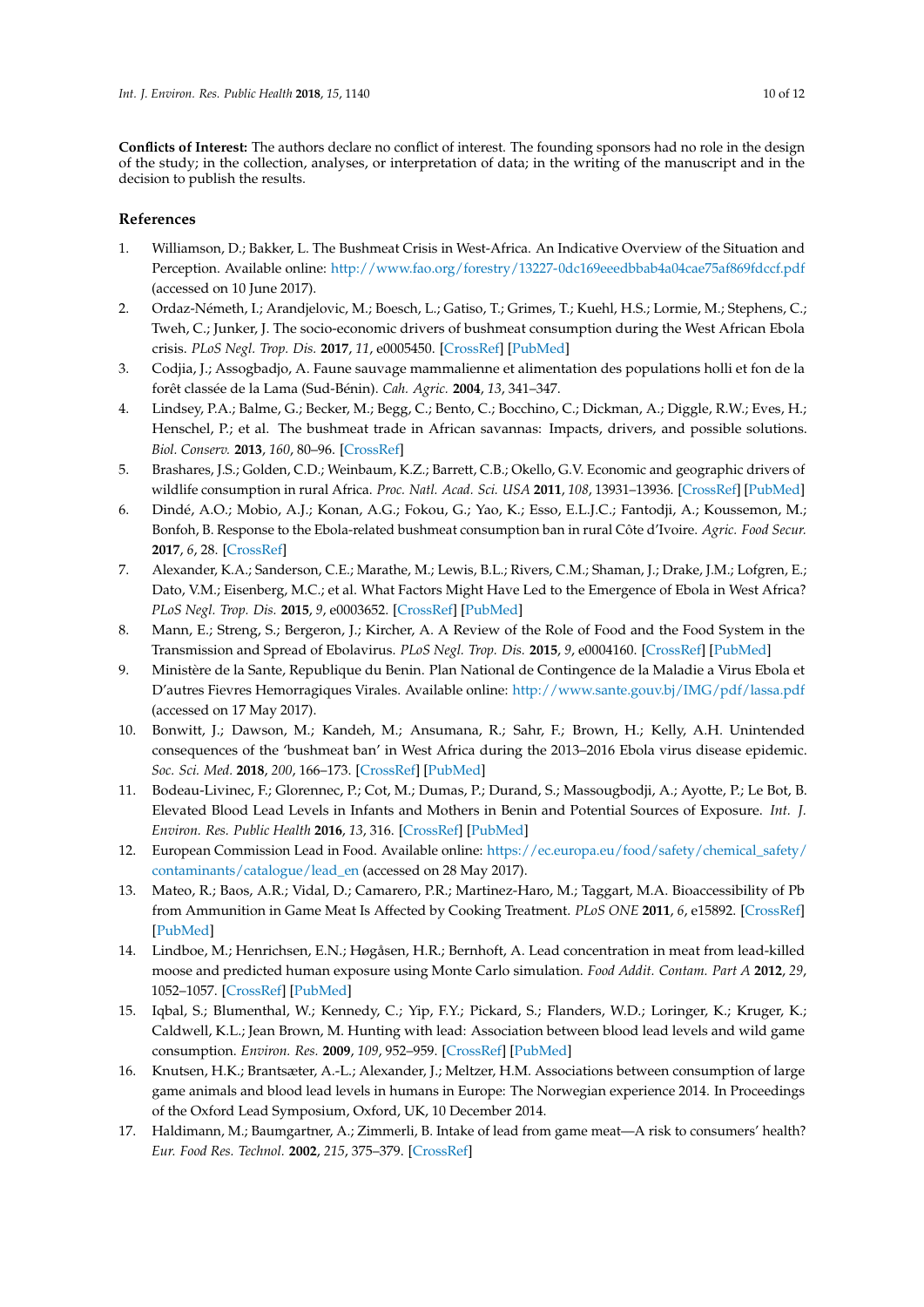**Conflicts of Interest:** The authors declare no conflict of interest. The founding sponsors had no role in the design of the study; in the collection, analyses, or interpretation of data; in the writing of the manuscript and in the decision to publish the results.

## References

1. Williamson, D.; Bakker, L. The Bushmeat Crisis in West-Africa. An Indicative Overview of the Situation and Perception. Available online: http://www.fao.org/forestry/13227-0dc169eeedbbab4a04cae75af869fdccf.pdf (accessed on 10 June 2017).
2. Ordaz-Németh, I.; Arandjelovic, M.; Boesch, L.; Gatiso, T.; Grimes, T.; Kuehl, H.S.; Lormie, M.; Stephens, C.; Tweh, C.; Junker, J. The socio-economic drivers of bushmeat consumption during the West African Ebola crisis. *PLoS Negl. Trop. Dis.* **2017**, *11*, e0005450. [CrossRef] [PubMed]
3. Codjia, J.; Assogbadjo, A. Faune sauvage mammalienne et alimentation des populations holli et fon de la forêt classée de la Lama (Sud-Bénin). *Cah. Agric.* **2004**, *13*, 341–347.
4. Lindsey, P.A.; Balme, G.; Becker, M.; Begg, C.; Bento, C.; Bocchino, C.; Dickman, A.; Diggle, R.W.; Eves, H.; Henschel, P.; et al. The bushmeat trade in African savannas: Impacts, drivers, and possible solutions. *Biol. Conserv.* **2013**, *160*, 80–96. [CrossRef]
5. Brashares, J.S.; Golden, C.D.; Weinbaum, K.Z.; Barrett, C.B.; Okello, G.V. Economic and geographic drivers of wildlife consumption in rural Africa. *Proc. Natl. Acad. Sci. USA* **2011**, *108*, 13931–13936. [CrossRef] [PubMed]
6. Dindé, A.O.; Mobio, A.J.; Konan, A.G.; Fokou, G.; Yao, K.; Esso, E.L.J.C.; Fantodji, A.; Koussemon, M.; Bonfoh, B. Response to the Ebola-related bushmeat consumption ban in rural Côte d'Ivoire. *Agric. Food Secur.* **2017**, *6*, 28. [CrossRef]
7. Alexander, K.A.; Sanderson, C.E.; Marathe, M.; Lewis, B.L.; Rivers, C.M.; Shaman, J.; Drake, J.M.; Lofgren, E.; Dato, V.M.; Eisenberg, M.C.; et al. What Factors Might Have Led to the Emergence of Ebola in West Africa? *PLoS Negl. Trop. Dis.* **2015**, *9*, e0003652. [CrossRef] [PubMed]
8. Mann, E.; Streng, S.; Bergeron, J.; Kircher, A. A Review of the Role of Food and the Food System in the Transmission and Spread of Ebolavirus. *PLoS Negl. Trop. Dis.* **2015**, *9*, e0004160. [CrossRef] [PubMed]
9. Ministère de la Sante, Republique du Benin. Plan National de Contingence de la Maladie a Virus Ebola et D'autres Fievres Hemorragiques Virales. Available online: http://www.sante.gouv.bj/IMG/pdf/lassa.pdf (accessed on 17 May 2017).
10. Bonwitt, J.; Dawson, M.; Kandeh, M.; Ansumana, R.; Sahr, F.; Brown, H.; Kelly, A.H. Unintended consequences of the 'bushmeat ban' in West Africa during the 2013–2016 Ebola virus disease epidemic. *Soc. Sci. Med.* **2018**, *200*, 166–173. [CrossRef] [PubMed]
11. Bodeau-Livinec, F.; Glorennec, P.; Cot, M.; Dumas, P.; Durand, S.; Massougbodji, A.; Ayotte, P.; Le Bot, B. Elevated Blood Lead Levels in Infants and Mothers in Benin and Potential Sources of Exposure. *Int. J. Environ. Res. Public Health* **2016**, *13*, 316. [CrossRef] [PubMed]
12. European Commission Lead in Food. Available online: https://ec.europa.eu/food/safety/chemical_safety/contaminants/catalogue/lead_en (accessed on 28 May 2017).
13. Mateo, R.; Baos, A.R.; Vidal, D.; Camarero, P.R.; Martinez-Haro, M.; Taggart, M.A. Bioaccessibility of Pb from Ammunition in Game Meat Is Affected by Cooking Treatment. *PLoS ONE* **2011**, *6*, e15892. [CrossRef] [PubMed]
14. Lindboe, M.; Henrichsen, E.N.; Høgåsen, H.R.; Bernhoft, A. Lead concentration in meat from lead-killed moose and predicted human exposure using Monte Carlo simulation. *Food Addit. Contam. Part A* **2012**, *29*, 1052–1057. [CrossRef] [PubMed]
15. Iqbal, S.; Blumenthal, W.; Kennedy, C.; Yip, F.Y.; Pickard, S.; Flanders, W.D.; Loringer, K.; Kruger, K.; Caldwell, K.L.; Jean Brown, M. Hunting with lead: Association between blood lead levels and wild game consumption. *Environ. Res.* **2009**, *109*, 952–959. [CrossRef] [PubMed]
16. Knutsen, H.K.; Brantsæter, A.-L.; Alexander, J.; Meltzer, H.M. Associations between consumption of large game animals and blood lead levels in humans in Europe: The Norwegian experience 2014. In Proceedings of the Oxford Lead Symposium, Oxford, UK, 10 December 2014.
17. Haldimann, M.; Baumgartner, A.; Zimmerli, B. Intake of lead from game meat—A risk to consumers' health? *Eur. Food Res. Technol.* **2002**, *215*, 375–379. [CrossRef]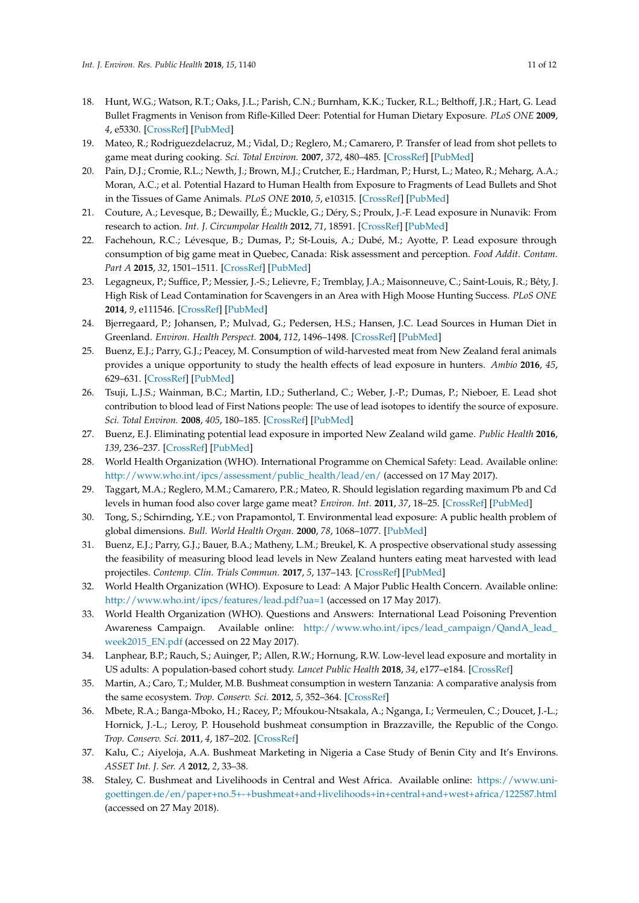18. Hunt, W.G.; Watson, R.T.; Oaks, J.L.; Parish, C.N.; Burnham, K.K.; Tucker, R.L.; Belthoff, J.R.; Hart, G. Lead Bullet Fragments in Venison from Rifle-Killed Deer: Potential for Human Dietary Exposure. *PLoS ONE* **2009**, *4*, e5330. [CrossRef] [PubMed]
19. Mateo, R.; Rodriguezdelacruz, M.; Vidal, D.; Reglero, M.; Camarero, P. Transfer of lead from shot pellets to game meat during cooking. *Sci. Total Environ.* **2007**, *372*, 480–485. [CrossRef] [PubMed]
20. Pain, D.J.; Cromie, R.L.; Newth, J.; Brown, M.J.; Crutcher, E.; Hardman, P.; Hurst, L.; Mateo, R.; Meharg, A.A.; Moran, A.C.; et al. Potential Hazard to Human Health from Exposure to Fragments of Lead Bullets and Shot in the Tissues of Game Animals. *PLoS ONE* **2010**, *5*, e10315. [CrossRef] [PubMed]
21. Couture, A.; Levesque, B.; Dewailly, É.; Muckle, G.; Déry, S.; Proulx, J.-F. Lead exposure in Nunavik: From research to action. *Int. J. Circumpolar Health* **2012**, *71*, 18591. [CrossRef] [PubMed]
22. Fachehoun, R.C.; Lévesque, B.; Dumas, P.; St-Louis, A.; Dubé, M.; Ayotte, P. Lead exposure through consumption of big game meat in Quebec, Canada: Risk assessment and perception. *Food Addit. Contam. Part A* **2015**, *32*, 1501–1511. [CrossRef] [PubMed]
23. Legagneux, P.; Suffice, P.; Messier, J.-S.; Lelievre, F.; Tremblay, J.A.; Maisonneuve, C.; Saint-Louis, R.; Bêty, J. High Risk of Lead Contamination for Scavengers in an Area with High Moose Hunting Success. *PLoS ONE* **2014**, *9*, e111546. [CrossRef] [PubMed]
24. Bjerregaard, P.; Johansen, P.; Mulvad, G.; Pedersen, H.S.; Hansen, J.C. Lead Sources in Human Diet in Greenland. *Environ. Health Perspect.* **2004**, *112*, 1496–1498. [CrossRef] [PubMed]
25. Buenz, E.J.; Parry, G.J.; Peacey, M. Consumption of wild-harvested meat from New Zealand feral animals provides a unique opportunity to study the health effects of lead exposure in hunters. *Ambio* **2016**, *45*, 629–631. [CrossRef] [PubMed]
26. Tsuji, L.J.S.; Wainman, B.C.; Martin, I.D.; Sutherland, C.; Weber, J.-P.; Dumas, P.; Nieboer, E. Lead shot contribution to blood lead of First Nations people: The use of lead isotopes to identify the source of exposure. *Sci. Total Environ.* **2008**, *405*, 180–185. [CrossRef] [PubMed]
27. Buenz, E.J. Eliminating potential lead exposure in imported New Zealand wild game. *Public Health* **2016**, *139*, 236–237. [CrossRef] [PubMed]
28. World Health Organization (WHO). International Programme on Chemical Safety: Lead. Available online: http://www.who.int/ipcs/assessment/public_health/lead/en/ (accessed on 17 May 2017).
29. Taggart, M.A.; Reglero, M.M.; Camarero, P.R.; Mateo, R. Should legislation regarding maximum Pb and Cd levels in human food also cover large game meat? *Environ. Int.* **2011**, *37*, 18–25. [CrossRef] [PubMed]
30. Tong, S.; Schirnding, Y.E.; von Prapamontol, T. Environmental lead exposure: A public health problem of global dimensions. *Bull. World Health Organ.* **2000**, *78*, 1068–1077. [PubMed]
31. Buenz, E.J.; Parry, G.J.; Bauer, B.A.; Matheny, L.M.; Breukel, K. A prospective observational study assessing the feasibility of measuring blood lead levels in New Zealand hunters eating meat harvested with lead projectiles. *Contemp. Clin. Trials Commun.* **2017**, *5*, 137–143. [CrossRef] [PubMed]
32. World Health Organization (WHO). Exposure to Lead: A Major Public Health Concern. Available online: http://www.who.int/ipcs/features/lead.pdf?ua=1 (accessed on 17 May 2017).
33. World Health Organization (WHO). Questions and Answers: International Lead Poisoning Prevention Awareness Campaign. Available online: http://www.who.int/ipcs/lead_campaign/QandA_lead_week2015_EN.pdf (accessed on 22 May 2017).
34. Lanphear, B.P.; Rauch, S.; Auinger, P.; Allen, R.W.; Hornung, R.W. Low-level lead exposure and mortality in US adults: A population-based cohort study. *Lancet Public Health* **2018**, *34*, e177–e184. [CrossRef]
35. Martin, A.; Caro, T.; Mulder, M.B. Bushmeat consumption in western Tanzania: A comparative analysis from the same ecosystem. *Trop. Conserv. Sci.* **2012**, *5*, 352–364. [CrossRef]
36. Mbete, R.A.; Banga-Mboko, H.; Racey, P.; Mfoukou-Ntsakala, A.; Nganga, I.; Vermeulen, C.; Doucet, J.-L.; Hornick, J.-L.; Leroy, P. Household bushmeat consumption in Brazzaville, the Republic of the Congo. *Trop. Conserv. Sci.* **2011**, *4*, 187–202. [CrossRef]
37. Kalu, C.; Aiyeloja, A.A. Bushmeat Marketing in Nigeria a Case Study of Benin City and It's Environs. *ASSET Int. J. Ser. A* **2012**, *2*, 33–38.
38. Staley, C. Bushmeat and Livelihoods in Central and West Africa. Available online: https://www.uni-goettingen.de/en/paper+no.5+-+bushmeat+and+livelihoods+in+central+and+west+africa/122587.html (accessed on 27 May 2018).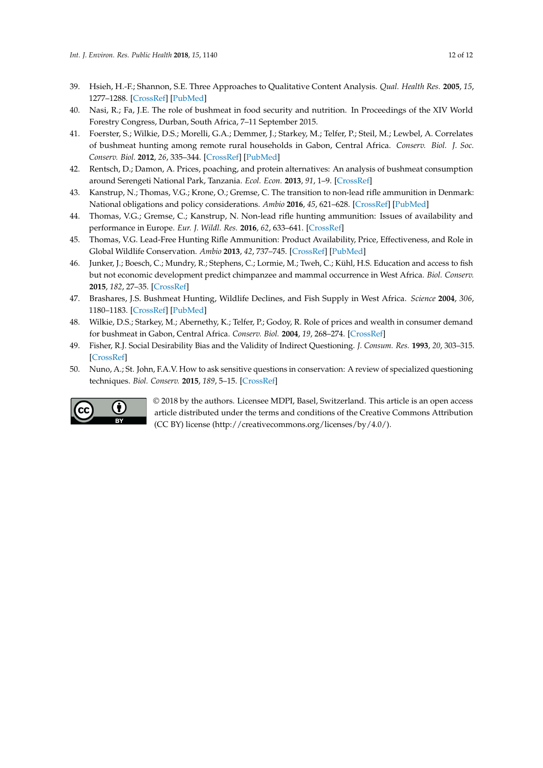39. Hsieh, H.-F.; Shannon, S.E. Three Approaches to Qualitative Content Analysis. *Qual. Health Res.* **2005**, *15*, 1277–1288. [CrossRef] [PubMed]
40. Nasi, R.; Fa, J.E. The role of bushmeat in food security and nutrition. In Proceedings of the XIV World Forestry Congress, Durban, South Africa, 7–11 September 2015.
41. Foerster, S.; Wilkie, D.S.; Morelli, G.A.; Demmer, J.; Starkey, M.; Telfer, P.; Steil, M.; Lewbel, A. Correlates of bushmeat hunting among remote rural households in Gabon, Central Africa. *Conserv. Biol. J. Soc. Conserv. Biol.* **2012**, *26*, 335–344. [CrossRef] [PubMed]
42. Rentsch, D.; Damon, A. Prices, poaching, and protein alternatives: An analysis of bushmeat consumption around Serengeti National Park, Tanzania. *Ecol. Econ.* **2013**, *91*, 1–9. [CrossRef]
43. Kanstrup, N.; Thomas, V.G.; Krone, O.; Gremse, C. The transition to non-lead rifle ammunition in Denmark: National obligations and policy considerations. *Ambio* **2016**, *45*, 621–628. [CrossRef] [PubMed]
44. Thomas, V.G.; Gremse, C.; Kanstrup, N. Non-lead rifle hunting ammunition: Issues of availability and performance in Europe. *Eur. J. Wildl. Res.* **2016**, *62*, 633–641. [CrossRef]
45. Thomas, V.G. Lead-Free Hunting Rifle Ammunition: Product Availability, Price, Effectiveness, and Role in Global Wildlife Conservation. *Ambio* **2013**, *42*, 737–745. [CrossRef] [PubMed]
46. Junker, J.; Boesch, C.; Mundry, R.; Stephens, C.; Lormie, M.; Tweh, C.; Kühl, H.S. Education and access to fish but not economic development predict chimpanzee and mammal occurrence in West Africa. *Biol. Conserv.* **2015**, *182*, 27–35. [CrossRef]
47. Brashares, J.S. Bushmeat Hunting, Wildlife Declines, and Fish Supply in West Africa. *Science* **2004**, *306*, 1180–1183. [CrossRef] [PubMed]
48. Wilkie, D.S.; Starkey, M.; Abernethy, K.; Telfer, P.; Godoy, R. Role of prices and wealth in consumer demand for bushmeat in Gabon, Central Africa. *Conserv. Biol.* **2004**, *19*, 268–274. [CrossRef]
49. Fisher, R.J. Social Desirability Bias and the Validity of Indirect Questioning. *J. Consum. Res.* **1993**, *20*, 303–315. [CrossRef]
50. Nuno, A.; St. John, F.A.V. How to ask sensitive questions in conservation: A review of specialized questioning techniques. *Biol. Conserv.* **2015**, *189*, 5–15. [CrossRef]

© 2018 by the authors. Licensee MDPI, Basel, Switzerland. This article is an open access article distributed under the terms and conditions of the Creative Commons Attribution (CC BY) license (http://creativecommons.org/licenses/by/4.0/).